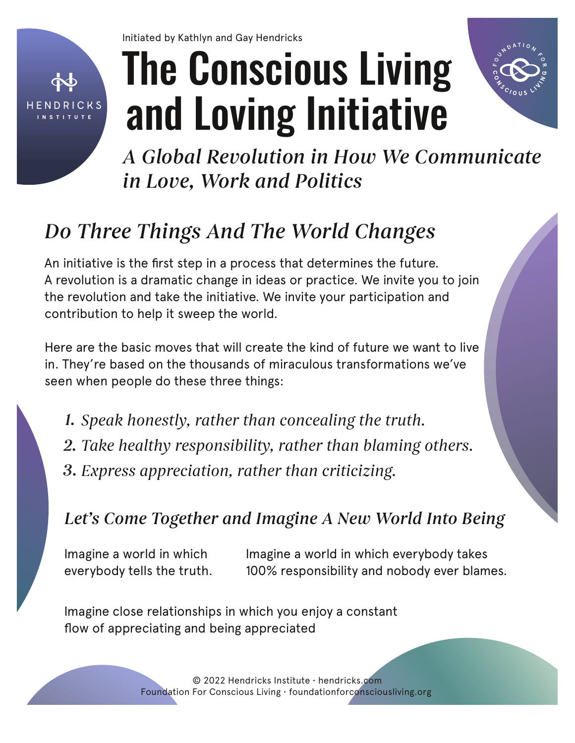Initiated by Kathlyn and Gay Hendricks

HENDRICKS INSTITUTE

# The Conscious Living and Loving Initiative

FOUNDATION FOR CONSCIOUS LIVING

*A Global Revolution in How We Communicate in Love, Work and Politics*

## *Do Three Things And The World Changes*

An initiative is the first step in a process that determines the future. A revolution is a dramatic change in ideas or practice. We invite you to join the revolution and take the initiative. We invite your participation and contribution to help it sweep the world.

Here are the basic moves that will create the kind of future we want to live in. They're based on the thousands of miraculous transformations we've seen when people do these three things:

1. *Speak honestly, rather than concealing the truth.*
2. *Take healthy responsibility, rather than blaming others.*
3. *Express appreciation, rather than criticizing.*

### *Let's Come Together and Imagine A New World Into Being*

Imagine a world in which everybody tells the truth.

Imagine a world in which everybody takes 100% responsibility and nobody ever blames.

Imagine close relationships in which you enjoy a constant flow of appreciating and being appreciated

© 2022 Hendricks Institute · hendricks.com
Foundation For Conscious Living · foundationforconsciousliving.org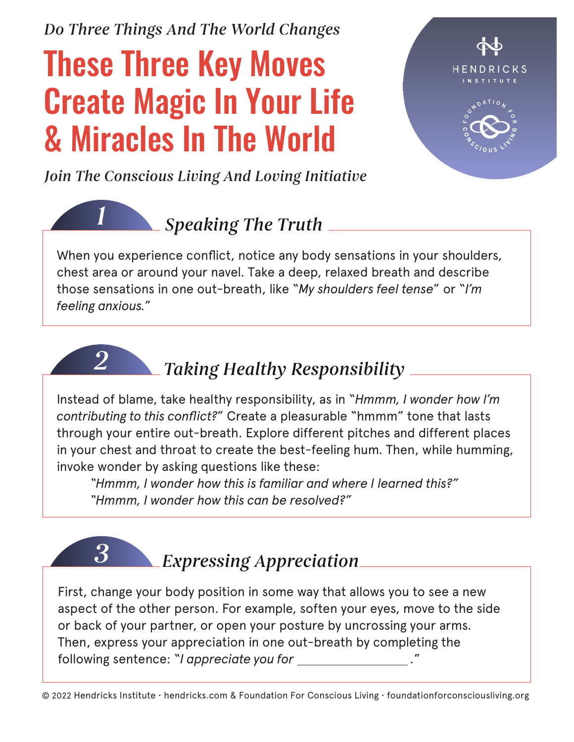*Do Three Things And The World Changes*

# These Three Key Moves Create Magic In Your Life & Miracles In The World

*Join The Conscious Living And Loving Initiative*

HENDRICKS INSTITUTE

FOUNDATION FOR CONSCIOUS LIVING

## 1 *Speaking The Truth*

When you experience conflict, notice any body sensations in your shoulders, chest area or around your navel. Take a deep, relaxed breath and describe those sensations in one out-breath, like "*My shoulders feel tense*" or "*I'm feeling anxious.*"

## 2 *Taking Healthy Responsibility*

Instead of blame, take healthy responsibility, as in "*Hmmm, I wonder how I'm contributing to this conflict?*" Create a pleasurable "hmmm" tone that lasts through your entire out-breath. Explore different pitches and different places in your chest and throat to create the best-feeling hum. Then, while humming, invoke wonder by asking questions like these:

> *"Hmmm, I wonder how this is familiar and where I learned this?"*
> *"Hmmm, I wonder how this can be resolved?"*

## 3 *Expressing Appreciation*

First, change your body position in some way that allows you to see a new aspect of the other person. For example, soften your eyes, move to the side or back of your partner, or open your posture by uncrossing your arms. Then, express your appreciation in one out-breath by completing the following sentence: "*I appreciate you for* ________________."

© 2022 Hendricks Institute · hendricks.com & Foundation For Conscious Living · foundationforconsciousliving.org